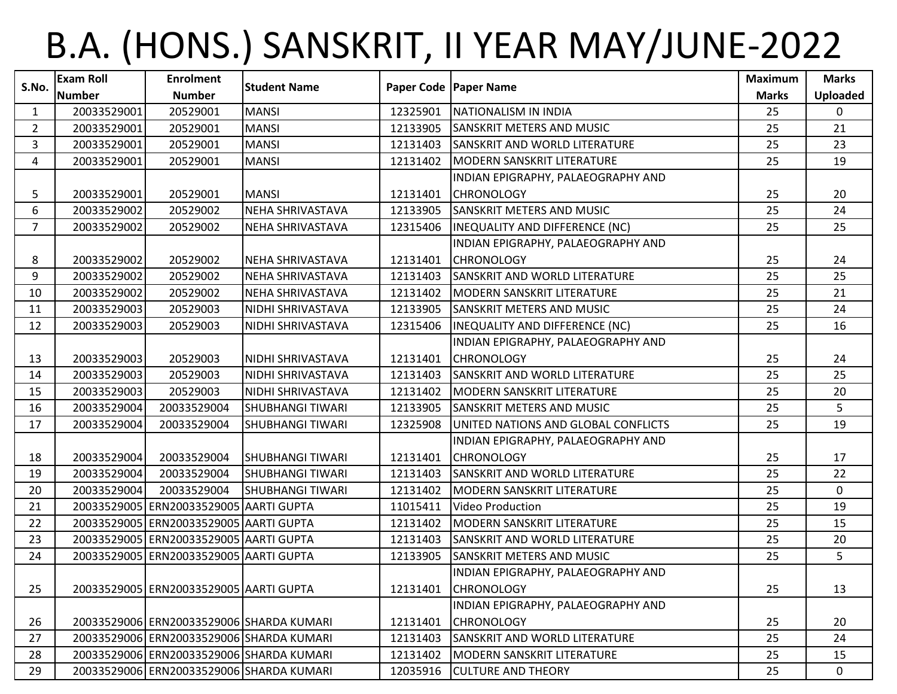# B.A. (HONS.) SANSKRIT, II YEAR MAY/JUNE-2022

| S.No. | Exam Roll Number | Enrolment Number | Student Name | Paper Code | Paper Name | Maximum Marks | Marks Uploaded |
|---|---|---|---|---|---|---|---|
| 1 | 20033529001 | 20529001 | MANSI | 12325901 | NATIONALISM IN INDIA | 25 | 0 |
| 2 | 20033529001 | 20529001 | MANSI | 12133905 | SANSKRIT METERS AND MUSIC | 25 | 21 |
| 3 | 20033529001 | 20529001 | MANSI | 12131403 | SANSKRIT AND WORLD LITERATURE | 25 | 23 |
| 4 | 20033529001 | 20529001 | MANSI | 12131402 | MODERN SANSKRIT LITERATURE | 25 | 19 |
| 5 | 20033529001 | 20529001 | MANSI | 12131401 | INDIAN EPIGRAPHY, PALAEOGRAPHY AND CHRONOLOGY | 25 | 20 |
| 6 | 20033529002 | 20529002 | NEHA SHRIVASTAVA | 12133905 | SANSKRIT METERS AND MUSIC | 25 | 24 |
| 7 | 20033529002 | 20529002 | NEHA SHRIVASTAVA | 12315406 | INEQUALITY AND DIFFERENCE (NC) | 25 | 25 |
| 8 | 20033529002 | 20529002 | NEHA SHRIVASTAVA | 12131401 | INDIAN EPIGRAPHY, PALAEOGRAPHY AND CHRONOLOGY | 25 | 24 |
| 9 | 20033529002 | 20529002 | NEHA SHRIVASTAVA | 12131403 | SANSKRIT AND WORLD LITERATURE | 25 | 25 |
| 10 | 20033529002 | 20529002 | NEHA SHRIVASTAVA | 12131402 | MODERN SANSKRIT LITERATURE | 25 | 21 |
| 11 | 20033529003 | 20529003 | NIDHI SHRIVASTAVA | 12133905 | SANSKRIT METERS AND MUSIC | 25 | 24 |
| 12 | 20033529003 | 20529003 | NIDHI SHRIVASTAVA | 12315406 | INEQUALITY AND DIFFERENCE (NC) | 25 | 16 |
| 13 | 20033529003 | 20529003 | NIDHI SHRIVASTAVA | 12131401 | INDIAN EPIGRAPHY, PALAEOGRAPHY AND CHRONOLOGY | 25 | 24 |
| 14 | 20033529003 | 20529003 | NIDHI SHRIVASTAVA | 12131403 | SANSKRIT AND WORLD LITERATURE | 25 | 25 |
| 15 | 20033529003 | 20529003 | NIDHI SHRIVASTAVA | 12131402 | MODERN SANSKRIT LITERATURE | 25 | 20 |
| 16 | 20033529004 | 20033529004 | SHUBHANGI TIWARI | 12133905 | SANSKRIT METERS AND MUSIC | 25 | 5 |
| 17 | 20033529004 | 20033529004 | SHUBHANGI TIWARI | 12325908 | UNITED NATIONS AND GLOBAL CONFLICTS | 25 | 19 |
| 18 | 20033529004 | 20033529004 | SHUBHANGI TIWARI | 12131401 | INDIAN EPIGRAPHY, PALAEOGRAPHY AND CHRONOLOGY | 25 | 17 |
| 19 | 20033529004 | 20033529004 | SHUBHANGI TIWARI | 12131403 | SANSKRIT AND WORLD LITERATURE | 25 | 22 |
| 20 | 20033529004 | 20033529004 | SHUBHANGI TIWARI | 12131402 | MODERN SANSKRIT LITERATURE | 25 | 0 |
| 21 | 20033529005 | ERN20033529005 | AARTI GUPTA | 11015411 | Video Production | 25 | 19 |
| 22 | 20033529005 | ERN20033529005 | AARTI GUPTA | 12131402 | MODERN SANSKRIT LITERATURE | 25 | 15 |
| 23 | 20033529005 | ERN20033529005 | AARTI GUPTA | 12131403 | SANSKRIT AND WORLD LITERATURE | 25 | 20 |
| 24 | 20033529005 | ERN20033529005 | AARTI GUPTA | 12133905 | SANSKRIT METERS AND MUSIC | 25 | 5 |
| 25 | 20033529005 | ERN20033529005 | AARTI GUPTA | 12131401 | INDIAN EPIGRAPHY, PALAEOGRAPHY AND CHRONOLOGY | 25 | 13 |
| 26 | 20033529006 | ERN20033529006 | SHARDA KUMARI | 12131401 | INDIAN EPIGRAPHY, PALAEOGRAPHY AND CHRONOLOGY | 25 | 20 |
| 27 | 20033529006 | ERN20033529006 | SHARDA KUMARI | 12131403 | SANSKRIT AND WORLD LITERATURE | 25 | 24 |
| 28 | 20033529006 | ERN20033529006 | SHARDA KUMARI | 12131402 | MODERN SANSKRIT LITERATURE | 25 | 15 |
| 29 | 20033529006 | ERN20033529006 | SHARDA KUMARI | 12035916 | CULTURE AND THEORY | 25 | 0 |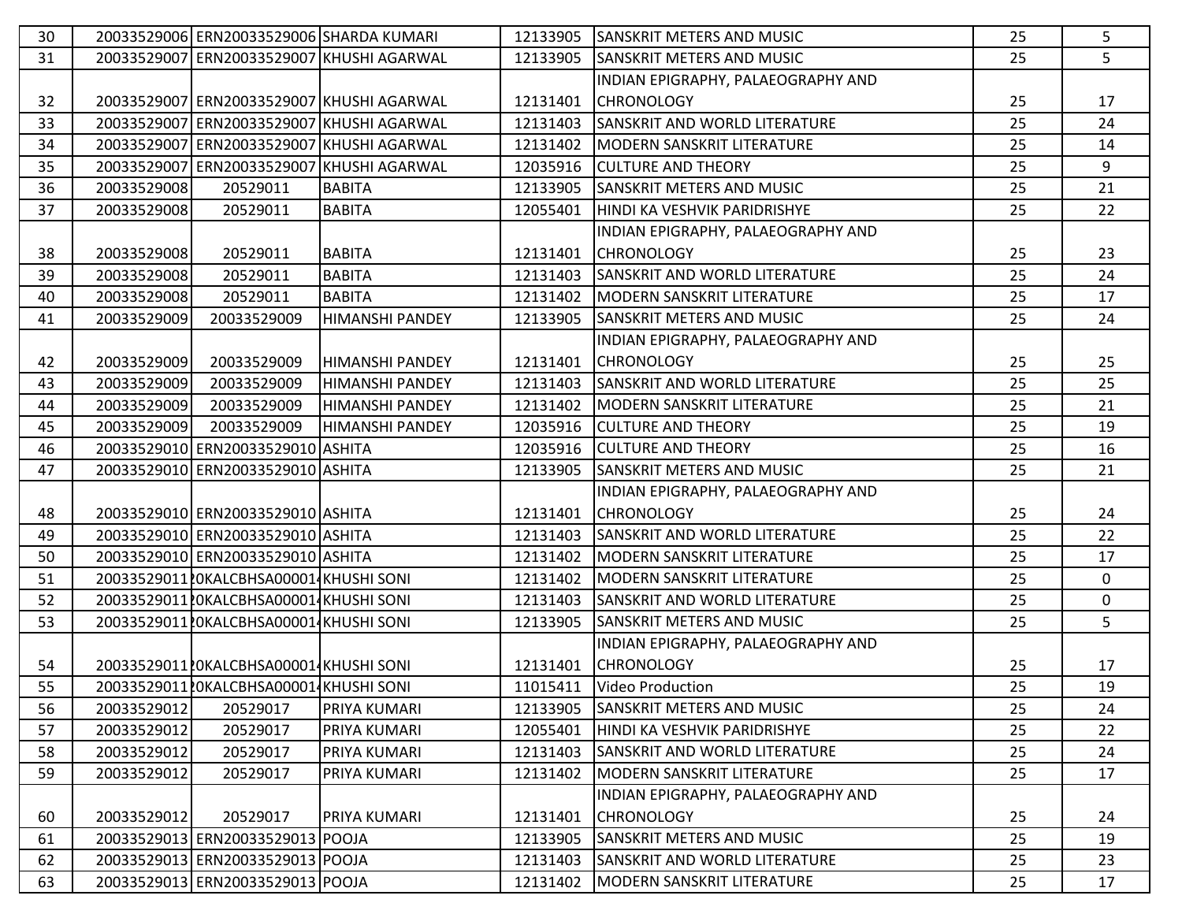| | | | | | | | |
|---|---|---|---|---|---|---|---|
| 30 | 20033529006 | ERN20033529006 | SHARDA KUMARI | 12133905 | SANSKRIT METERS AND MUSIC | 25 | 5 |
| 31 | 20033529007 | ERN20033529007 | KHUSHI AGARWAL | 12133905 | SANSKRIT METERS AND MUSIC | 25 | 5 |
| 32 | 20033529007 | ERN20033529007 | KHUSHI AGARWAL | 12131401 | INDIAN EPIGRAPHY, PALAEOGRAPHY AND CHRONOLOGY | 25 | 17 |
| 33 | 20033529007 | ERN20033529007 | KHUSHI AGARWAL | 12131403 | SANSKRIT AND WORLD LITERATURE | 25 | 24 |
| 34 | 20033529007 | ERN20033529007 | KHUSHI AGARWAL | 12131402 | MODERN SANSKRIT LITERATURE | 25 | 14 |
| 35 | 20033529007 | ERN20033529007 | KHUSHI AGARWAL | 12035916 | CULTURE AND THEORY | 25 | 9 |
| 36 | 20033529008 | 20529011 | BABITA | 12133905 | SANSKRIT METERS AND MUSIC | 25 | 21 |
| 37 | 20033529008 | 20529011 | BABITA | 12055401 | HINDI KA VESHVIK PARIDRISHYE | 25 | 22 |
| 38 | 20033529008 | 20529011 | BABITA | 12131401 | INDIAN EPIGRAPHY, PALAEOGRAPHY AND CHRONOLOGY | 25 | 23 |
| 39 | 20033529008 | 20529011 | BABITA | 12131403 | SANSKRIT AND WORLD LITERATURE | 25 | 24 |
| 40 | 20033529008 | 20529011 | BABITA | 12131402 | MODERN SANSKRIT LITERATURE | 25 | 17 |
| 41 | 20033529009 | 20033529009 | HIMANSHI PANDEY | 12133905 | SANSKRIT METERS AND MUSIC | 25 | 24 |
| 42 | 20033529009 | 20033529009 | HIMANSHI PANDEY | 12131401 | INDIAN EPIGRAPHY, PALAEOGRAPHY AND CHRONOLOGY | 25 | 25 |
| 43 | 20033529009 | 20033529009 | HIMANSHI PANDEY | 12131403 | SANSKRIT AND WORLD LITERATURE | 25 | 25 |
| 44 | 20033529009 | 20033529009 | HIMANSHI PANDEY | 12131402 | MODERN SANSKRIT LITERATURE | 25 | 21 |
| 45 | 20033529009 | 20033529009 | HIMANSHI PANDEY | 12035916 | CULTURE AND THEORY | 25 | 19 |
| 46 | 20033529010 | ERN20033529010 | ASHITA | 12035916 | CULTURE AND THEORY | 25 | 16 |
| 47 | 20033529010 | ERN20033529010 | ASHITA | 12133905 | SANSKRIT METERS AND MUSIC | 25 | 21 |
| 48 | 20033529010 | ERN20033529010 | ASHITA | 12131401 | INDIAN EPIGRAPHY, PALAEOGRAPHY AND CHRONOLOGY | 25 | 24 |
| 49 | 20033529010 | ERN20033529010 | ASHITA | 12131403 | SANSKRIT AND WORLD LITERATURE | 25 | 22 |
| 50 | 20033529010 | ERN20033529010 | ASHITA | 12131402 | MODERN SANSKRIT LITERATURE | 25 | 17 |
| 51 | 20033529011 | 20KALCBHSA00001 | KHUSHI SONI | 12131402 | MODERN SANSKRIT LITERATURE | 25 | 0 |
| 52 | 20033529011 | 20KALCBHSA00001 | KHUSHI SONI | 12131403 | SANSKRIT AND WORLD LITERATURE | 25 | 0 |
| 53 | 20033529011 | 20KALCBHSA00001 | KHUSHI SONI | 12133905 | SANSKRIT METERS AND MUSIC | 25 | 5 |
| 54 | 20033529011 | 20KALCBHSA00001 | KHUSHI SONI | 12131401 | INDIAN EPIGRAPHY, PALAEOGRAPHY AND CHRONOLOGY | 25 | 17 |
| 55 | 20033529011 | 20KALCBHSA00001 | KHUSHI SONI | 11015411 | Video Production | 25 | 19 |
| 56 | 20033529012 | 20529017 | PRIYA KUMARI | 12133905 | SANSKRIT METERS AND MUSIC | 25 | 24 |
| 57 | 20033529012 | 20529017 | PRIYA KUMARI | 12055401 | HINDI KA VESHVIK PARIDRISHYE | 25 | 22 |
| 58 | 20033529012 | 20529017 | PRIYA KUMARI | 12131403 | SANSKRIT AND WORLD LITERATURE | 25 | 24 |
| 59 | 20033529012 | 20529017 | PRIYA KUMARI | 12131402 | MODERN SANSKRIT LITERATURE | 25 | 17 |
| 60 | 20033529012 | 20529017 | PRIYA KUMARI | 12131401 | INDIAN EPIGRAPHY, PALAEOGRAPHY AND CHRONOLOGY | 25 | 24 |
| 61 | 20033529013 | ERN20033529013 | POOJA | 12133905 | SANSKRIT METERS AND MUSIC | 25 | 19 |
| 62 | 20033529013 | ERN20033529013 | POOJA | 12131403 | SANSKRIT AND WORLD LITERATURE | 25 | 23 |
| 63 | 20033529013 | ERN20033529013 | POOJA | 12131402 | MODERN SANSKRIT LITERATURE | 25 | 17 |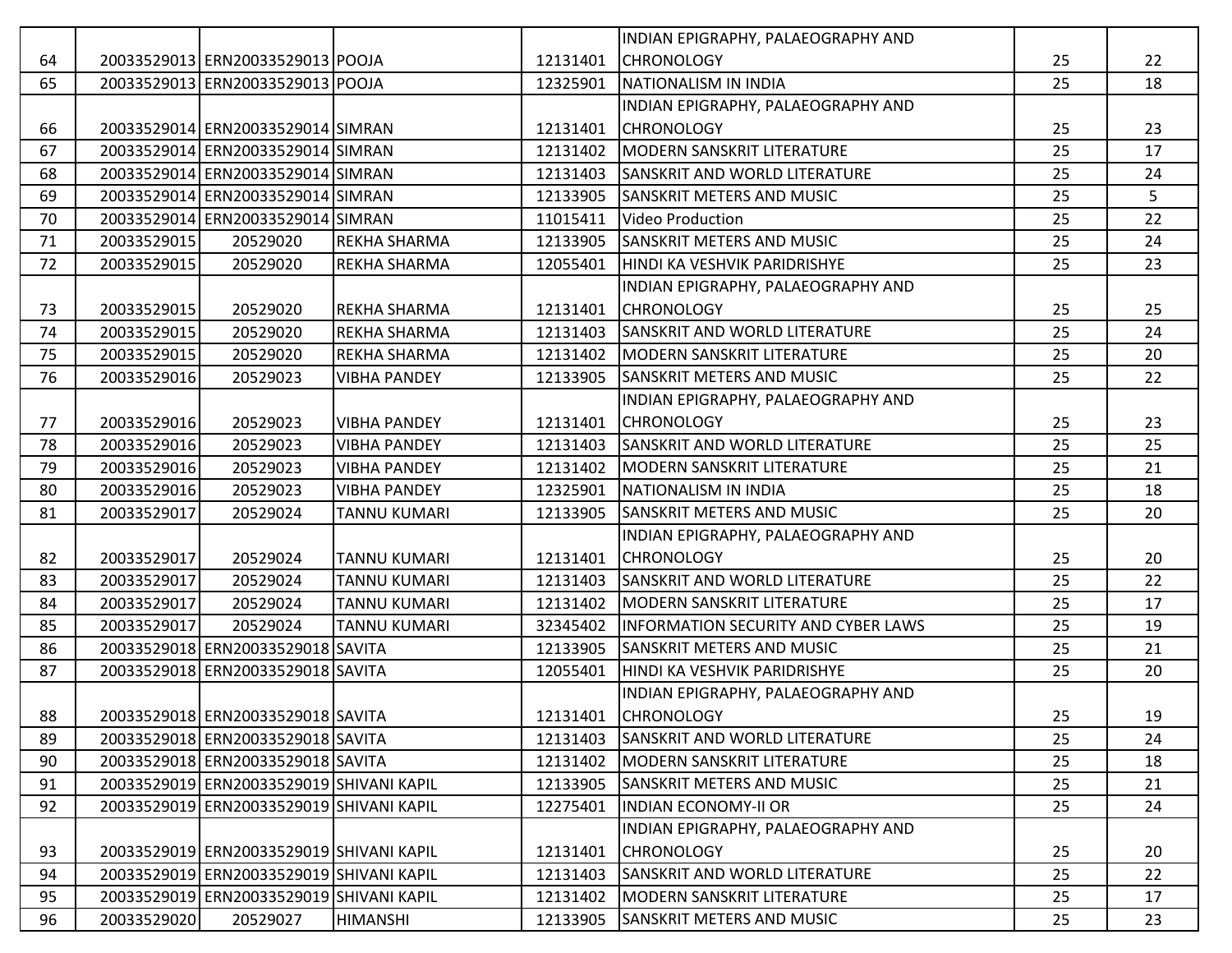| | | | | | | | |
|---|---|---|---|---|---|---|---|
| 64 | 20033529013 | ERN20033529013 | POOJA | 12131401 | INDIAN EPIGRAPHY, PALAEOGRAPHY AND CHRONOLOGY | 25 | 22 |
| 65 | 20033529013 | ERN20033529013 | POOJA | 12325901 | NATIONALISM IN INDIA | 25 | 18 |
| 66 | 20033529014 | ERN20033529014 | SIMRAN | 12131401 | INDIAN EPIGRAPHY, PALAEOGRAPHY AND CHRONOLOGY | 25 | 23 |
| 67 | 20033529014 | ERN20033529014 | SIMRAN | 12131402 | MODERN SANSKRIT LITERATURE | 25 | 17 |
| 68 | 20033529014 | ERN20033529014 | SIMRAN | 12131403 | SANSKRIT AND WORLD LITERATURE | 25 | 24 |
| 69 | 20033529014 | ERN20033529014 | SIMRAN | 12133905 | SANSKRIT METERS AND MUSIC | 25 | 5 |
| 70 | 20033529014 | ERN20033529014 | SIMRAN | 11015411 | Video Production | 25 | 22 |
| 71 | 20033529015 | 20529020 | REKHA SHARMA | 12133905 | SANSKRIT METERS AND MUSIC | 25 | 24 |
| 72 | 20033529015 | 20529020 | REKHA SHARMA | 12055401 | HINDI KA VESHVIK PARIDRISHYE | 25 | 23 |
| 73 | 20033529015 | 20529020 | REKHA SHARMA | 12131401 | INDIAN EPIGRAPHY, PALAEOGRAPHY AND CHRONOLOGY | 25 | 25 |
| 74 | 20033529015 | 20529020 | REKHA SHARMA | 12131403 | SANSKRIT AND WORLD LITERATURE | 25 | 24 |
| 75 | 20033529015 | 20529020 | REKHA SHARMA | 12131402 | MODERN SANSKRIT LITERATURE | 25 | 20 |
| 76 | 20033529016 | 20529023 | VIBHA PANDEY | 12133905 | SANSKRIT METERS AND MUSIC | 25 | 22 |
| 77 | 20033529016 | 20529023 | VIBHA PANDEY | 12131401 | INDIAN EPIGRAPHY, PALAEOGRAPHY AND CHRONOLOGY | 25 | 23 |
| 78 | 20033529016 | 20529023 | VIBHA PANDEY | 12131403 | SANSKRIT AND WORLD LITERATURE | 25 | 25 |
| 79 | 20033529016 | 20529023 | VIBHA PANDEY | 12131402 | MODERN SANSKRIT LITERATURE | 25 | 21 |
| 80 | 20033529016 | 20529023 | VIBHA PANDEY | 12325901 | NATIONALISM IN INDIA | 25 | 18 |
| 81 | 20033529017 | 20529024 | TANNU KUMARI | 12133905 | SANSKRIT METERS AND MUSIC | 25 | 20 |
| 82 | 20033529017 | 20529024 | TANNU KUMARI | 12131401 | INDIAN EPIGRAPHY, PALAEOGRAPHY AND CHRONOLOGY | 25 | 20 |
| 83 | 20033529017 | 20529024 | TANNU KUMARI | 12131403 | SANSKRIT AND WORLD LITERATURE | 25 | 22 |
| 84 | 20033529017 | 20529024 | TANNU KUMARI | 12131402 | MODERN SANSKRIT LITERATURE | 25 | 17 |
| 85 | 20033529017 | 20529024 | TANNU KUMARI | 32345402 | INFORMATION SECURITY AND CYBER LAWS | 25 | 19 |
| 86 | 20033529018 | ERN20033529018 | SAVITA | 12133905 | SANSKRIT METERS AND MUSIC | 25 | 21 |
| 87 | 20033529018 | ERN20033529018 | SAVITA | 12055401 | HINDI KA VESHVIK PARIDRISHYE | 25 | 20 |
| 88 | 20033529018 | ERN20033529018 | SAVITA | 12131401 | INDIAN EPIGRAPHY, PALAEOGRAPHY AND CHRONOLOGY | 25 | 19 |
| 89 | 20033529018 | ERN20033529018 | SAVITA | 12131403 | SANSKRIT AND WORLD LITERATURE | 25 | 24 |
| 90 | 20033529018 | ERN20033529018 | SAVITA | 12131402 | MODERN SANSKRIT LITERATURE | 25 | 18 |
| 91 | 20033529019 | ERN20033529019 | SHIVANI KAPIL | 12133905 | SANSKRIT METERS AND MUSIC | 25 | 21 |
| 92 | 20033529019 | ERN20033529019 | SHIVANI KAPIL | 12275401 | INDIAN ECONOMY-II OR | 25 | 24 |
| 93 | 20033529019 | ERN20033529019 | SHIVANI KAPIL | 12131401 | INDIAN EPIGRAPHY, PALAEOGRAPHY AND CHRONOLOGY | 25 | 20 |
| 94 | 20033529019 | ERN20033529019 | SHIVANI KAPIL | 12131403 | SANSKRIT AND WORLD LITERATURE | 25 | 22 |
| 95 | 20033529019 | ERN20033529019 | SHIVANI KAPIL | 12131402 | MODERN SANSKRIT LITERATURE | 25 | 17 |
| 96 | 20033529020 | 20529027 | HIMANSHI | 12133905 | SANSKRIT METERS AND MUSIC | 25 | 23 |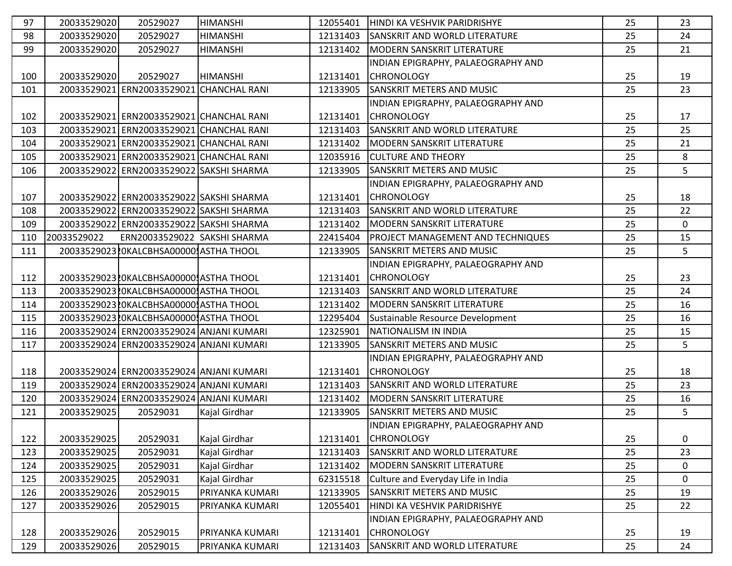| 97 | 20033529020 | 20529027 | HIMANSHI | 12055401 | HINDI KA VESHVIK PARIDRISHYE | 25 | 23 |
|---|---|---|---|---|---|---|---|
| 98 | 20033529020 | 20529027 | HIMANSHI | 12131403 | SANSKRIT AND WORLD LITERATURE | 25 | 24 |
| 99 | 20033529020 | 20529027 | HIMANSHI | 12131402 | MODERN SANSKRIT LITERATURE | 25 | 21 |
| 100 | 20033529020 | 20529027 | HIMANSHI | 12131401 | INDIAN EPIGRAPHY, PALAEOGRAPHY AND CHRONOLOGY | 25 | 19 |
| 101 | 20033529021 | ERN20033529021 | CHANCHAL RANI | 12133905 | SANSKRIT METERS AND MUSIC | 25 | 23 |
| 102 | 20033529021 | ERN20033529021 | CHANCHAL RANI | 12131401 | INDIAN EPIGRAPHY, PALAEOGRAPHY AND CHRONOLOGY | 25 | 17 |
| 103 | 20033529021 | ERN20033529021 | CHANCHAL RANI | 12131403 | SANSKRIT AND WORLD LITERATURE | 25 | 25 |
| 104 | 20033529021 | ERN20033529021 | CHANCHAL RANI | 12131402 | MODERN SANSKRIT LITERATURE | 25 | 21 |
| 105 | 20033529021 | ERN20033529021 | CHANCHAL RANI | 12035916 | CULTURE AND THEORY | 25 | 8 |
| 106 | 20033529022 | ERN20033529022 | SAKSHI SHARMA | 12133905 | SANSKRIT METERS AND MUSIC | 25 | 5 |
| 107 | 20033529022 | ERN20033529022 | SAKSHI SHARMA | 12131401 | INDIAN EPIGRAPHY, PALAEOGRAPHY AND CHRONOLOGY | 25 | 18 |
| 108 | 20033529022 | ERN20033529022 | SAKSHI SHARMA | 12131403 | SANSKRIT AND WORLD LITERATURE | 25 | 22 |
| 109 | 20033529022 | ERN20033529022 | SAKSHI SHARMA | 12131402 | MODERN SANSKRIT LITERATURE | 25 | 0 |
| 110 | 20033529022 | ERN20033529022 | SAKSHI SHARMA | 22415404 | PROJECT MANAGEMENT AND TECHNIQUES | 25 | 15 |
| 111 | 20033529023 | 20KALCBHSA00000! | ASTHA THOOL | 12133905 | SANSKRIT METERS AND MUSIC | 25 | 5 |
| 112 | 20033529023 | 20KALCBHSA00000! | ASTHA THOOL | 12131401 | INDIAN EPIGRAPHY, PALAEOGRAPHY AND CHRONOLOGY | 25 | 23 |
| 113 | 20033529023 | 20KALCBHSA00000! | ASTHA THOOL | 12131403 | SANSKRIT AND WORLD LITERATURE | 25 | 24 |
| 114 | 20033529023 | 20KALCBHSA00000! | ASTHA THOOL | 12131402 | MODERN SANSKRIT LITERATURE | 25 | 16 |
| 115 | 20033529023 | 20KALCBHSA00000! | ASTHA THOOL | 12295404 | Sustainable Resource Development | 25 | 16 |
| 116 | 20033529024 | ERN20033529024 | ANJANI KUMARI | 12325901 | NATIONALISM IN INDIA | 25 | 15 |
| 117 | 20033529024 | ERN20033529024 | ANJANI KUMARI | 12133905 | SANSKRIT METERS AND MUSIC | 25 | 5 |
| 118 | 20033529024 | ERN20033529024 | ANJANI KUMARI | 12131401 | INDIAN EPIGRAPHY, PALAEOGRAPHY AND CHRONOLOGY | 25 | 18 |
| 119 | 20033529024 | ERN20033529024 | ANJANI KUMARI | 12131403 | SANSKRIT AND WORLD LITERATURE | 25 | 23 |
| 120 | 20033529024 | ERN20033529024 | ANJANI KUMARI | 12131402 | MODERN SANSKRIT LITERATURE | 25 | 16 |
| 121 | 20033529025 | 20529031 | Kajal Girdhar | 12133905 | SANSKRIT METERS AND MUSIC | 25 | 5 |
| 122 | 20033529025 | 20529031 | Kajal Girdhar | 12131401 | INDIAN EPIGRAPHY, PALAEOGRAPHY AND CHRONOLOGY | 25 | 0 |
| 123 | 20033529025 | 20529031 | Kajal Girdhar | 12131403 | SANSKRIT AND WORLD LITERATURE | 25 | 23 |
| 124 | 20033529025 | 20529031 | Kajal Girdhar | 12131402 | MODERN SANSKRIT LITERATURE | 25 | 0 |
| 125 | 20033529025 | 20529031 | Kajal Girdhar | 62315518 | Culture and Everyday Life in India | 25 | 0 |
| 126 | 20033529026 | 20529015 | PRIYANKA KUMARI | 12133905 | SANSKRIT METERS AND MUSIC | 25 | 19 |
| 127 | 20033529026 | 20529015 | PRIYANKA KUMARI | 12055401 | HINDI KA VESHVIK PARIDRISHYE | 25 | 22 |
| 128 | 20033529026 | 20529015 | PRIYANKA KUMARI | 12131401 | INDIAN EPIGRAPHY, PALAEOGRAPHY AND CHRONOLOGY | 25 | 19 |
| 129 | 20033529026 | 20529015 | PRIYANKA KUMARI | 12131403 | SANSKRIT AND WORLD LITERATURE | 25 | 24 |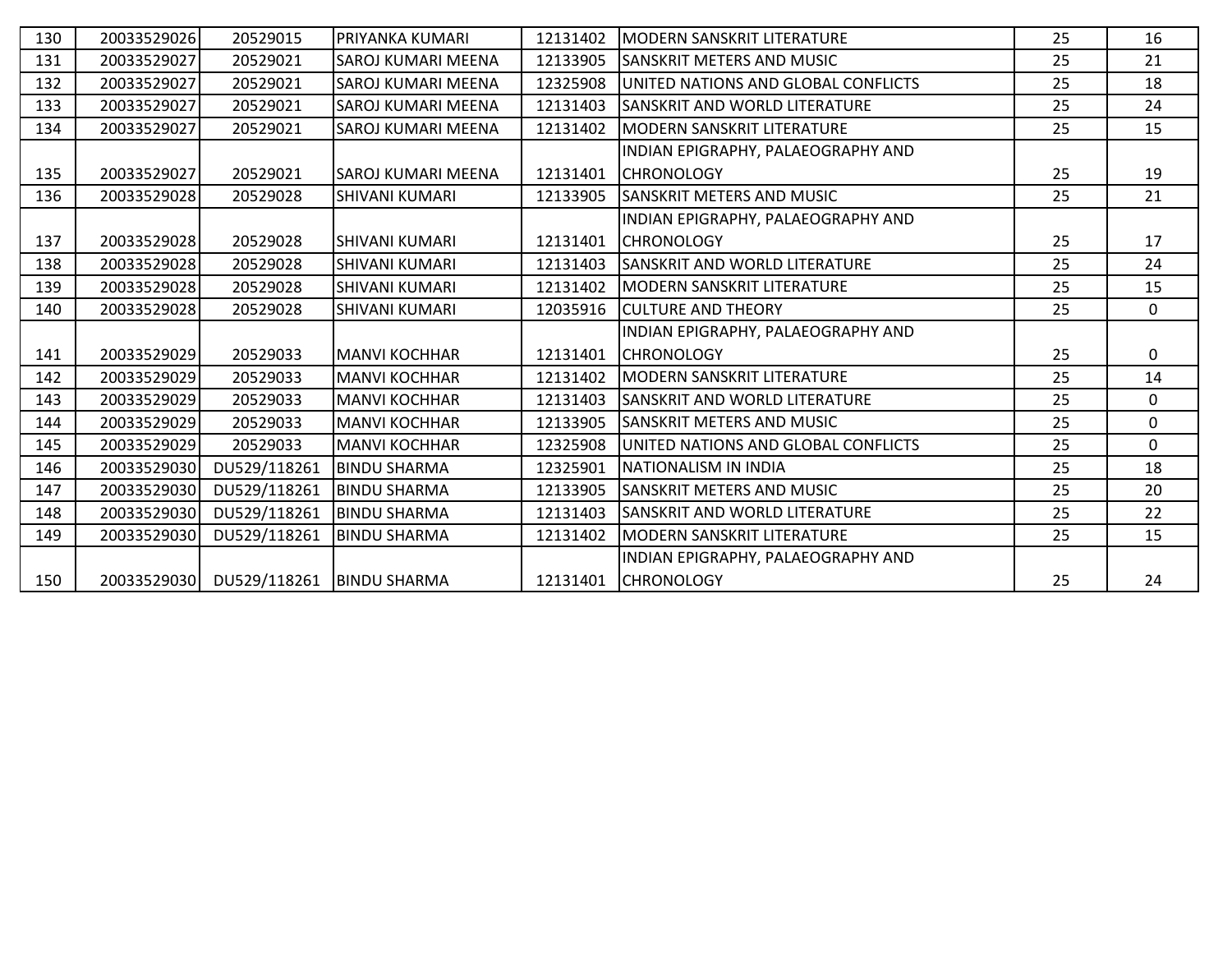| | | | | | | | |
|---|---|---|---|---|---|---|---|
| 130 | 20033529026 | 20529015 | PRIYANKA KUMARI | 12131402 | MODERN SANSKRIT LITERATURE | 25 | 16 |
| 131 | 20033529027 | 20529021 | SAROJ KUMARI MEENA | 12133905 | SANSKRIT METERS AND MUSIC | 25 | 21 |
| 132 | 20033529027 | 20529021 | SAROJ KUMARI MEENA | 12325908 | UNITED NATIONS AND GLOBAL CONFLICTS | 25 | 18 |
| 133 | 20033529027 | 20529021 | SAROJ KUMARI MEENA | 12131403 | SANSKRIT AND WORLD LITERATURE | 25 | 24 |
| 134 | 20033529027 | 20529021 | SAROJ KUMARI MEENA | 12131402 | MODERN SANSKRIT LITERATURE | 25 | 15 |
| 135 | 20033529027 | 20529021 | SAROJ KUMARI MEENA | 12131401 | INDIAN EPIGRAPHY, PALAEOGRAPHY AND CHRONOLOGY | 25 | 19 |
| 136 | 20033529028 | 20529028 | SHIVANI KUMARI | 12133905 | SANSKRIT METERS AND MUSIC | 25 | 21 |
| 137 | 20033529028 | 20529028 | SHIVANI KUMARI | 12131401 | INDIAN EPIGRAPHY, PALAEOGRAPHY AND CHRONOLOGY | 25 | 17 |
| 138 | 20033529028 | 20529028 | SHIVANI KUMARI | 12131403 | SANSKRIT AND WORLD LITERATURE | 25 | 24 |
| 139 | 20033529028 | 20529028 | SHIVANI KUMARI | 12131402 | MODERN SANSKRIT LITERATURE | 25 | 15 |
| 140 | 20033529028 | 20529028 | SHIVANI KUMARI | 12035916 | CULTURE AND THEORY | 25 | 0 |
| 141 | 20033529029 | 20529033 | MANVI KOCHHAR | 12131401 | INDIAN EPIGRAPHY, PALAEOGRAPHY AND CHRONOLOGY | 25 | 0 |
| 142 | 20033529029 | 20529033 | MANVI KOCHHAR | 12131402 | MODERN SANSKRIT LITERATURE | 25 | 14 |
| 143 | 20033529029 | 20529033 | MANVI KOCHHAR | 12131403 | SANSKRIT AND WORLD LITERATURE | 25 | 0 |
| 144 | 20033529029 | 20529033 | MANVI KOCHHAR | 12133905 | SANSKRIT METERS AND MUSIC | 25 | 0 |
| 145 | 20033529029 | 20529033 | MANVI KOCHHAR | 12325908 | UNITED NATIONS AND GLOBAL CONFLICTS | 25 | 0 |
| 146 | 20033529030 | DU529/118261 | BINDU SHARMA | 12325901 | NATIONALISM IN INDIA | 25 | 18 |
| 147 | 20033529030 | DU529/118261 | BINDU SHARMA | 12133905 | SANSKRIT METERS AND MUSIC | 25 | 20 |
| 148 | 20033529030 | DU529/118261 | BINDU SHARMA | 12131403 | SANSKRIT AND WORLD LITERATURE | 25 | 22 |
| 149 | 20033529030 | DU529/118261 | BINDU SHARMA | 12131402 | MODERN SANSKRIT LITERATURE | 25 | 15 |
| 150 | 20033529030 | DU529/118261 | BINDU SHARMA | 12131401 | INDIAN EPIGRAPHY, PALAEOGRAPHY AND CHRONOLOGY | 25 | 24 |